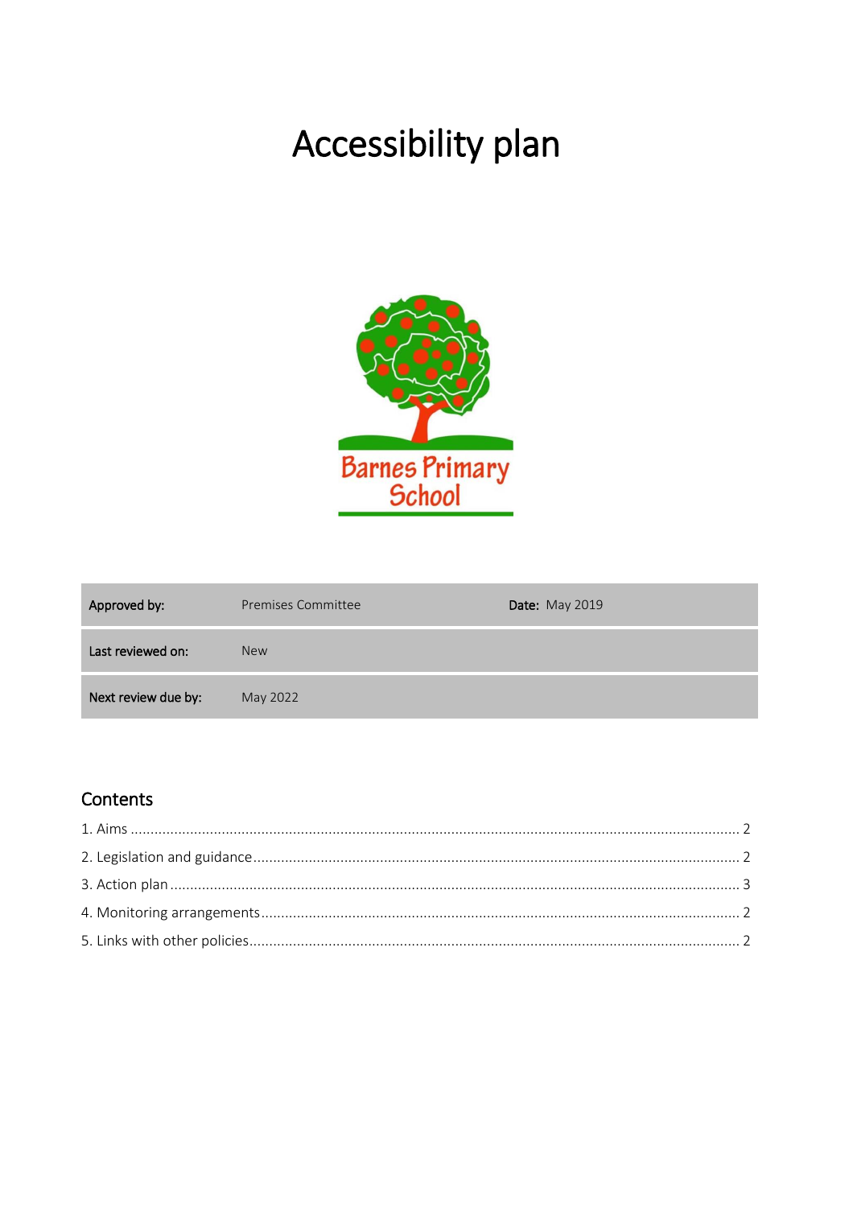# Accessibility plan

Barnes Primary School

| Approved by: | Premises Committee | Date: May 2019 |
|---|---|---|
| Last reviewed on: | New | |
| Next review due by: | May 2022 | |

## Contents

1. Aims ........................................................................................................................................ 2
2. Legislation and guidance ........................................................................................................ 2
3. Action plan .............................................................................................................................. 3
4. Monitoring arrangements ........................................................................................................ 2
5. Links with other policies .......................................................................................................... 2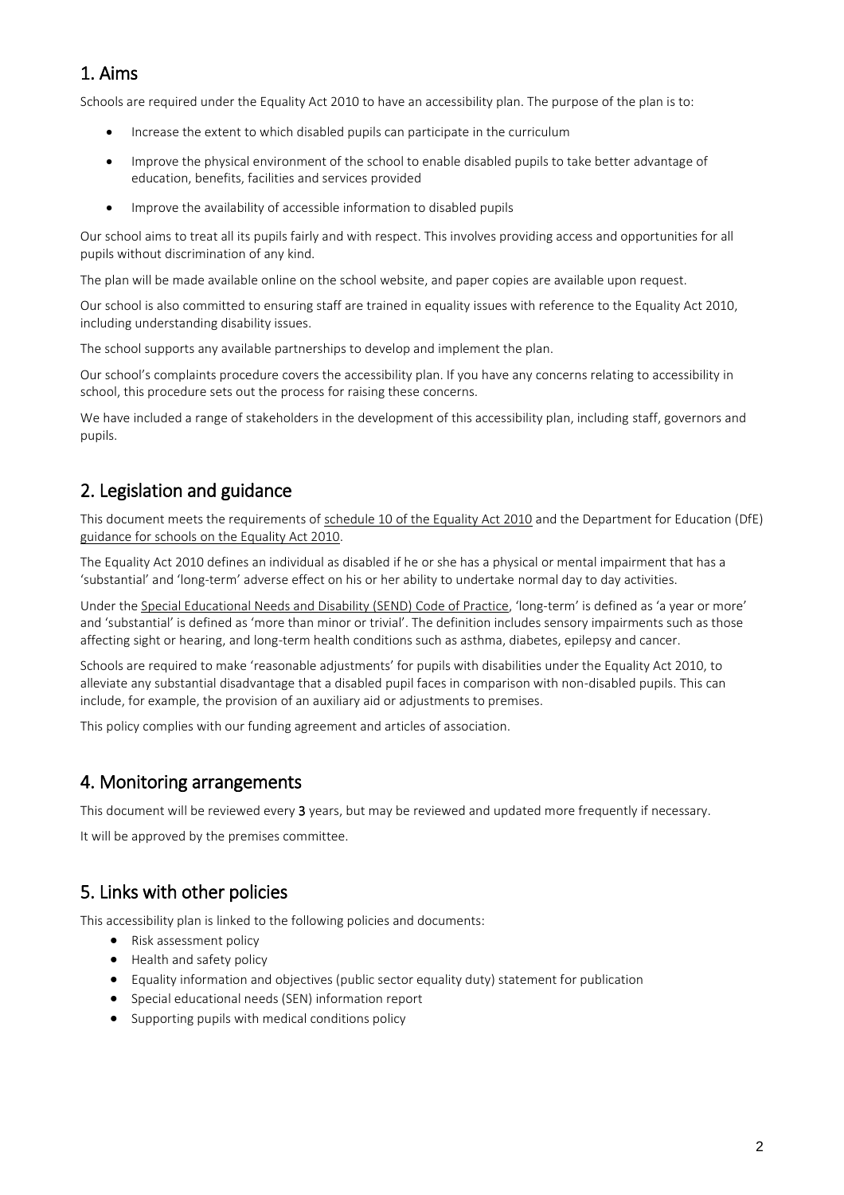## 1. Aims

Schools are required under the Equality Act 2010 to have an accessibility plan. The purpose of the plan is to:

- Increase the extent to which disabled pupils can participate in the curriculum
- Improve the physical environment of the school to enable disabled pupils to take better advantage of education, benefits, facilities and services provided
- Improve the availability of accessible information to disabled pupils

Our school aims to treat all its pupils fairly and with respect. This involves providing access and opportunities for all pupils without discrimination of any kind.

The plan will be made available online on the school website, and paper copies are available upon request.

Our school is also committed to ensuring staff are trained in equality issues with reference to the Equality Act 2010, including understanding disability issues.

The school supports any available partnerships to develop and implement the plan.

Our school's complaints procedure covers the accessibility plan. If you have any concerns relating to accessibility in school, this procedure sets out the process for raising these concerns.

We have included a range of stakeholders in the development of this accessibility plan, including staff, governors and pupils.

## 2. Legislation and guidance

This document meets the requirements of schedule 10 of the Equality Act 2010 and the Department for Education (DfE) guidance for schools on the Equality Act 2010.

The Equality Act 2010 defines an individual as disabled if he or she has a physical or mental impairment that has a 'substantial' and 'long-term' adverse effect on his or her ability to undertake normal day to day activities.

Under the Special Educational Needs and Disability (SEND) Code of Practice, 'long-term' is defined as 'a year or more' and 'substantial' is defined as 'more than minor or trivial'. The definition includes sensory impairments such as those affecting sight or hearing, and long-term health conditions such as asthma, diabetes, epilepsy and cancer.

Schools are required to make 'reasonable adjustments' for pupils with disabilities under the Equality Act 2010, to alleviate any substantial disadvantage that a disabled pupil faces in comparison with non-disabled pupils. This can include, for example, the provision of an auxiliary aid or adjustments to premises.

This policy complies with our funding agreement and articles of association.

## 4. Monitoring arrangements

This document will be reviewed every **3** years, but may be reviewed and updated more frequently if necessary.

It will be approved by the premises committee.

## 5. Links with other policies

This accessibility plan is linked to the following policies and documents:

- Risk assessment policy
- Health and safety policy
- Equality information and objectives (public sector equality duty) statement for publication
- Special educational needs (SEN) information report
- Supporting pupils with medical conditions policy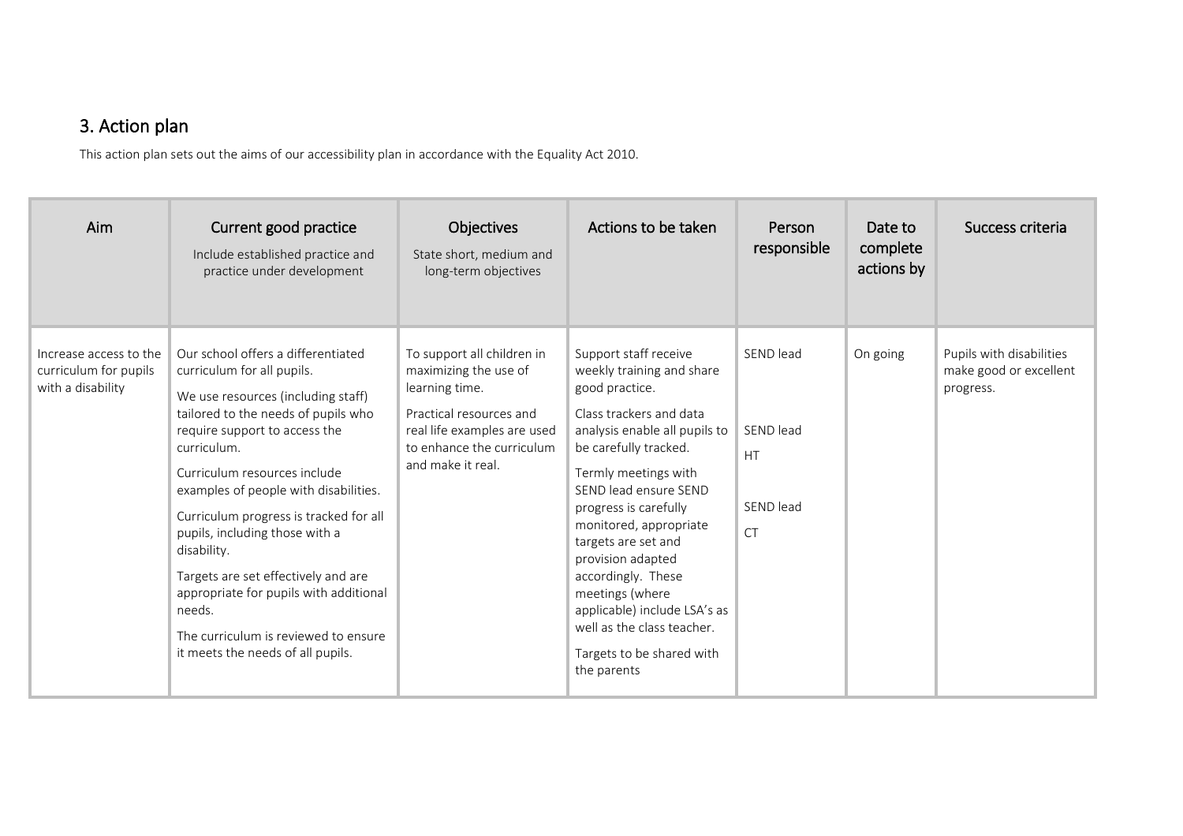## 3. Action plan

This action plan sets out the aims of our accessibility plan in accordance with the Equality Act 2010.

| Aim | Current good practice<br>Include established practice and practice under development | Objectives<br>State short, medium and long-term objectives | Actions to be taken | Person responsible | Date to complete actions by | Success criteria |
|---|---|---|---|---|---|---|
| Increase access to the curriculum for pupils with a disability | Our school offers a differentiated curriculum for all pupils.<br>We use resources (including staff) tailored to the needs of pupils who require support to access the curriculum.<br>Curriculum resources include examples of people with disabilities.<br>Curriculum progress is tracked for all pupils, including those with a disability.<br>Targets are set effectively and are appropriate for pupils with additional needs.<br>The curriculum is reviewed to ensure it meets the needs of all pupils. | To support all children in maximizing the use of learning time.<br>Practical resources and real life examples are used to enhance the curriculum and make it real. | Support staff receive weekly training and share good practice.<br>Class trackers and data analysis enable all pupils to be carefully tracked.<br>Termly meetings with SEND lead ensure SEND progress is carefully monitored, appropriate targets are set and provision adapted accordingly. These meetings (where applicable) include LSA's as well as the class teacher.<br>Targets to be shared with the parents | SEND lead<br>SEND lead<br>HT<br>SEND lead<br>CT | On going | Pupils with disabilities make good or excellent progress. |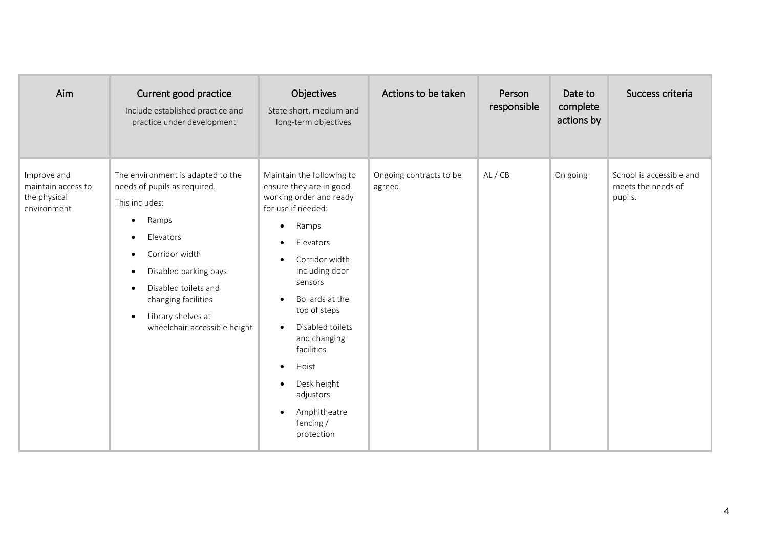| Aim | Current good practice<br>Include established practice and practice under development | Objectives<br>State short, medium and long-term objectives | Actions to be taken | Person responsible | Date to complete actions by | Success criteria |
|---|---|---|---|---|---|---|
| Improve and maintain access to the physical environment | The environment is adapted to the needs of pupils as required.<br>This includes:<br>• Ramps<br>• Elevators<br>• Corridor width<br>• Disabled parking bays<br>• Disabled toilets and changing facilities<br>• Library shelves at wheelchair-accessible height | Maintain the following to ensure they are in good working order and ready for use if needed:<br>• Ramps<br>• Elevators<br>• Corridor width including door sensors<br>• Bollards at the top of steps<br>• Disabled toilets and changing facilities<br>• Hoist<br>• Desk height adjustors<br>• Amphitheatre fencing / protection | Ongoing contracts to be agreed. | AL / CB | On going | School is accessible and meets the needs of pupils. |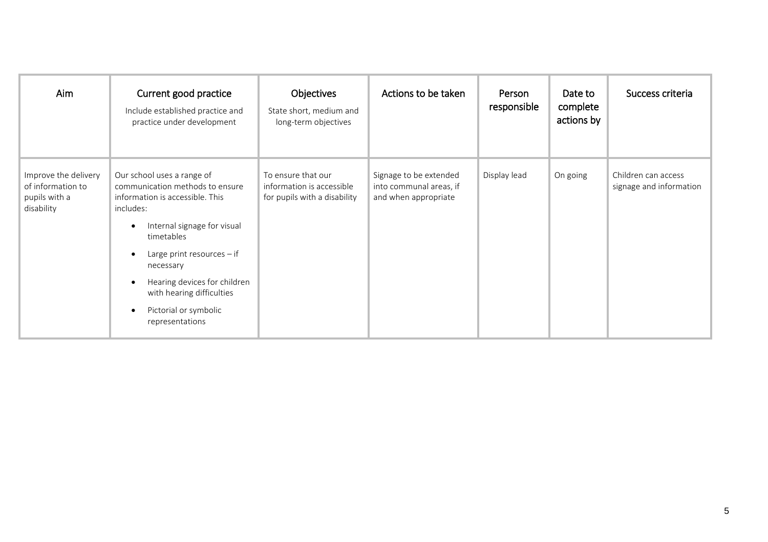| Aim | Current good practice<br>Include established practice and practice under development | Objectives<br>State short, medium and long-term objectives | Actions to be taken | Person responsible | Date to complete actions by | Success criteria |
|---|---|---|---|---|---|---|
| Improve the delivery of information to pupils with a disability | Our school uses a range of communication methods to ensure information is accessible. This includes:<br>• Internal signage for visual timetables<br>• Large print resources – if necessary<br>• Hearing devices for children with hearing difficulties<br>• Pictorial or symbolic representations | To ensure that our information is accessible for pupils with a disability | Signage to be extended into communal areas, if and when appropriate | Display lead | On going | Children can access signage and information |